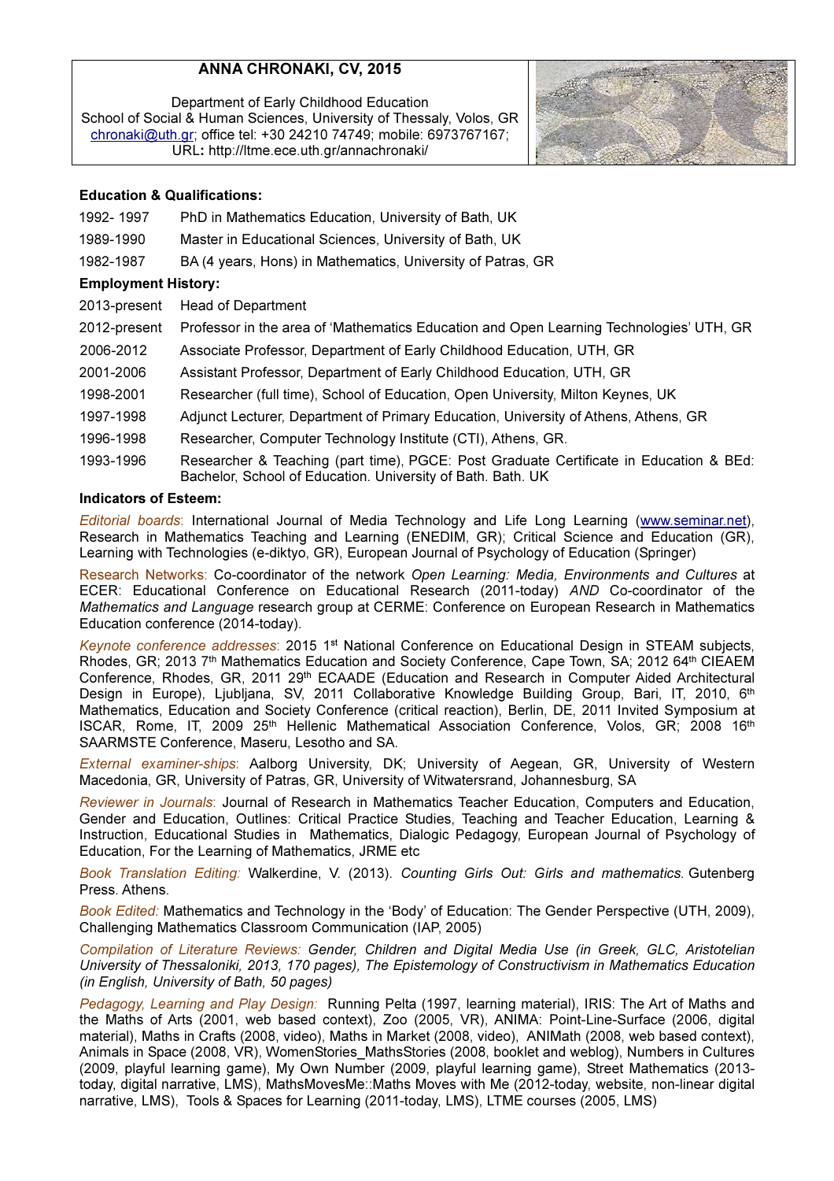# ANNA CHRONAKI, CV, 2015

Department of Early Childhood Education
School of Social & Human Sciences, University of Thessaly, Volos, GR
chronaki@uth.gr; office tel: +30 24210 74749; mobile: 6973767167;
URL: http://ltme.ece.uth.gr/annachronaki/

### Education & Qualifications:

| | |
|---|---|
| 1992- 1997 | PhD in Mathematics Education, University of Bath, UK |
| 1989-1990 | Master in Educational Sciences, University of Bath, UK |
| 1982-1987 | BA (4 years, Hons) in Mathematics, University of Patras, GR |

### Employment History:

| | |
|---|---|
| 2013-present | Head of Department |
| 2012-present | Professor in the area of 'Mathematics Education and Open Learning Technologies' UTH, GR |
| 2006-2012 | Associate Professor, Department of Early Childhood Education, UTH, GR |
| 2001-2006 | Assistant Professor, Department of Early Childhood Education, UTH, GR |
| 1998-2001 | Researcher (full time), School of Education, Open University, Milton Keynes, UK |
| 1997-1998 | Adjunct Lecturer, Department of Primary Education, University of Athens, Athens, GR |
| 1996-1998 | Researcher, Computer Technology Institute (CTI), Athens, GR. |
| 1993-1996 | Researcher & Teaching (part time), PGCE: Post Graduate Certificate in Education & BEd: Bachelor, School of Education. University of Bath. Bath. UK |

### Indicators of Esteem:

*Editorial boards*: International Journal of Media Technology and Life Long Learning (www.seminar.net), Research in Mathematics Teaching and Learning (ENEDIM, GR); Critical Science and Education (GR), Learning with Technologies (e-diktyo, GR), European Journal of Psychology of Education (Springer)

Research Networks: Co-coordinator of the network *Open Learning: Media, Environments and Cultures* at ECER: Educational Conference on Educational Research (2011-today) *AND* Co-coordinator of the *Mathematics and Language* research group at CERME: Conference on European Research in Mathematics Education conference (2014-today).

*Keynote conference addresses*: 2015 1st National Conference on Educational Design in STEAM subjects, Rhodes, GR; 2013 7th Mathematics Education and Society Conference, Cape Town, SA; 2012 64th CIEAEM Conference, Rhodes, GR, 2011 29th ECAADE (Education and Research in Computer Aided Architectural Design in Europe), Ljubljana, SV, 2011 Collaborative Knowledge Building Group, Bari, IT, 2010, 6th Mathematics, Education and Society Conference (critical reaction), Berlin, DE, 2011 Invited Symposium at ISCAR, Rome, IT, 2009 25th Hellenic Mathematical Association Conference, Volos, GR; 2008 16th SAARMSTE Conference, Maseru, Lesotho and SA.

*External examiner-ships*: Aalborg University, DK; University of Aegean, GR, University of Western Macedonia, GR, University of Patras, GR, University of Witwatersrand, Johannesburg, SA

*Reviewer in Journals*: Journal of Research in Mathematics Teacher Education, Computers and Education, Gender and Education, Outlines: Critical Practice Studies, Teaching and Teacher Education, Learning & Instruction, Educational Studies in Mathematics, Dialogic Pedagogy, European Journal of Psychology of Education, For the Learning of Mathematics, JRME etc

*Book Translation Editing:* Walkerdine, V. (2013). *Counting Girls Out: Girls and mathematics.* Gutenberg Press. Athens.

*Book Edited:* Mathematics and Technology in the 'Body' of Education: The Gender Perspective (UTH, 2009), Challenging Mathematics Classroom Communication (IAP, 2005)

*Compilation of Literature Reviews: Gender, Children and Digital Media Use (in Greek, GLC, Aristotelian University of Thessaloniki, 2013, 170 pages), The Epistemology of Constructivism in Mathematics Education (in English, University of Bath, 50 pages)*

*Pedagogy, Learning and Play Design:* Running Pelta (1997, learning material), IRIS: The Art of Maths and the Maths of Arts (2001, web based context), Zoo (2005, VR), ANIMA: Point-Line-Surface (2006, digital material), Maths in Crafts (2008, video), Maths in Market (2008, video), ANIMath (2008, web based context), Animals in Space (2008, VR), WomenStories_MathsStories (2008, booklet and weblog), Numbers in Cultures (2009, playful learning game), My Own Number (2009, playful learning game), Street Mathematics (2013-today, digital narrative, LMS), MathsMovesMe::Maths Moves with Me (2012-today, website, non-linear digital narrative, LMS), Tools & Spaces for Learning (2011-today, LMS), LTME courses (2005, LMS)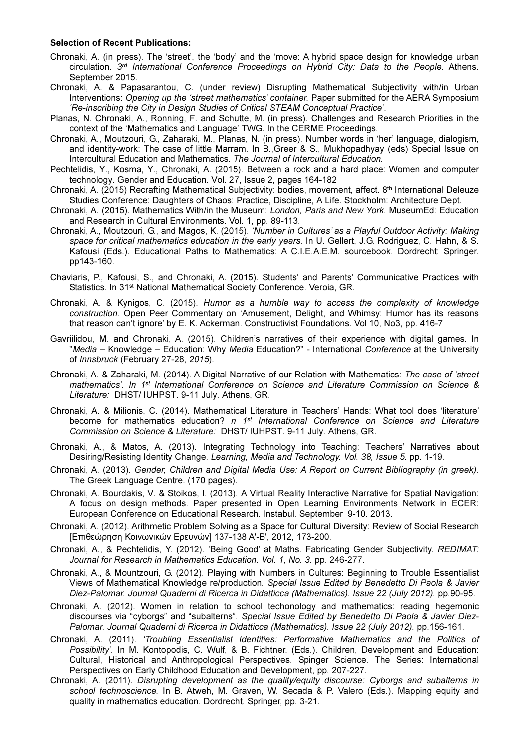**Selection of Recent Publications:**

Chronaki, A. (in press). The 'street', the 'body' and the 'move: A hybrid space design for knowledge urban circulation. *3rd International Conference Proceedings on Hybrid City: Data to the People.* Athens. September 2015.

Chronaki, A. & Papasarantou, C. (under review) Disrupting Mathematical Subjectivity with/in Urban Interventions: *Opening up the 'street mathematics' container.* Paper submitted for the AERA Symposium *'Re-inscribing the City in Design Studies of Critical STEAM Conceptual Practice'.*

Planas, N. Chronaki, A., Ronning, F. and Schutte, M. (in press). Challenges and Research Priorities in the context of the 'Mathematics and Language' TWG. In the CERME Proceedings.

Chronaki, A., Moutzouri, G., Zaharaki, M., Planas, N. (in press). Number words in 'her' language, dialogism, and identity-work: The case of little Marram. In B.,Greer & S., Mukhopadhyay (eds) Special Issue on Intercultural Education and Mathematics. *The Journal of Intercultural Education.*

Pechtelidis, Y., Kosma, Y., Chronaki, A. (2015). Between a rock and a hard place: Women and computer technology. Gender and Education. Vol. 27, Issue 2, pages 164-182

Chronaki, A. (2015) Recrafting Mathematical Subjectivity: bodies, movement, affect. 8th International Deleuze Studies Conference: Daughters of Chaos: Practice, Discipline, A Life. Stockholm: Architecture Dept.

Chronaki, A. (2015). Mathematics With/in the Museum: *London, Paris and New York.* MuseumEd: Education and Research in Cultural Environments. Vol. 1, pp. 89-113.

Chronaki, A., Moutzouri, G., and Magos, K. (2015). *'Number in Cultures' as a Playful Outdoor Activity: Making space for critical mathematics education in the early years.* In U. Gellert, J.G. Rodriguez, C. Hahn, & S. Kafousi (Eds.). Educational Paths to Mathematics: A C.I.E.A.E.M. sourcebook. Dordrecht: Springer. pp143-160.

Chaviaris, P., Kafousi, S., and Chronaki, A. (2015). Students' and Parents' Communicative Practices with Statistics. In 31st National Mathematical Society Conference. Veroia, GR.

Chronaki, A. & Kynigos, C. (2015). *Humor as a humble way to access the complexity of knowledge construction.* Open Peer Commentary on 'Amusement, Delight, and Whimsy: Humor has its reasons that reason can't ignore' by E. K. Ackerman. Constructivist Foundations. Vol 10, No3, pp. 416-7

Gavriilidou, M. and Chronaki, A. (2015). Children's narratives of their experience with digital games. In "*Media* – Knowledge – Education: Why *Media* Education?" - International *Conference* at the University of *Innsbruck* (February 27-28, *2015*).

Chronaki, A. & Zaharaki, M. (2014). A Digital Narrative of our Relation with Mathematics: *The case of 'street mathematics'. In 1st International Conference on Science and Literature Commission on Science & Literature:* DHST/ IUHPST. 9-11 July. Athens, GR.

Chronaki, A. & Milionis, C. (2014). Mathematical Literature in Teachers' Hands: What tool does 'literature' become for mathematics education? *n 1st International Conference on Science and Literature Commission on Science & Literature:* DHST/ IUHPST. 9-11 July. Athens, GR.

Chronaki, A., & Matos, A. (2013). Integrating Technology into Teaching: Teachers' Narratives about Desiring/Resisting Identity Change. *Learning, Media and Technology. Vol. 38, Issue 5.* pp. 1-19.

Chronaki, A. (2013). *Gender, Children and Digital Media Use: A Report on Current Bibliography (in greek).* The Greek Language Centre. (170 pages).

Chronaki, A. Bourdakis, V. & Stoikos, I. (2013). A Virtual Reality Interactive Narrative for Spatial Navigation: A focus on design methods. Paper presented in Open Learning Environments Network in ECER: European Conference on Educational Research. Instabul. September 9-10. 2013.

Chronaki, A. (2012). Arithmetic Problem Solving as a Space for Cultural Diversity: Review of Social Research [Επιθεώρηση Κοινωνικών Ερευνών] 137-138 A'-B', 2012, 173-200.

Chronaki, A., & Pechtelidis, Y. (2012). 'Being Good' at Maths. Fabricating Gender Subjectivity. *REDIMAT: Journal for Research in Mathematics Education. Vol. 1, No. 3.* pp. 246-277.

Chronaki, A., & Mountzouri, G. (2012). Playing with Numbers in Cultures: Beginning to Trouble Essentialist Views of Mathematical Knowledge re/production. *Special Issue Edited by Benedetto Di Paola & Javier Diez-Palomar. Journal Quaderni di Ricerca in Didatticca (Mathematics). Issue 22 (July 2012).* pp.90-95.

Chronaki, A. (2012). Women in relation to school techonology and mathematics: reading hegemonic discourses via "cyborgs" and "subalterns". *Special Issue Edited by Benedetto Di Paola & Javier Diez-Palomar. Journal Quaderni di Ricerca in Didatticca (Mathematics). Issue 22 (July 2012).* pp.156-161.

Chronaki, A. (2011). *'Troubling Essentialist Identities: Performative Mathematics and the Politics of Possibility'.* In M. Kontopodis, C. Wulf, & B. Fichtner. (Eds.). Children, Development and Education: Cultural, Historical and Anthropological Perspectives. Spinger Science. The Series: International Perspectives on Early Childhood Education and Development, pp. 207-227.

Chronaki, A. (2011). *Disrupting development as the quality/equity discourse: Cyborgs and subalterns in school technoscience.* In B. Atweh, M. Graven, W. Secada & P. Valero (Eds.). Mapping equity and quality in mathematics education. Dordrecht. Springer, pp. 3-21.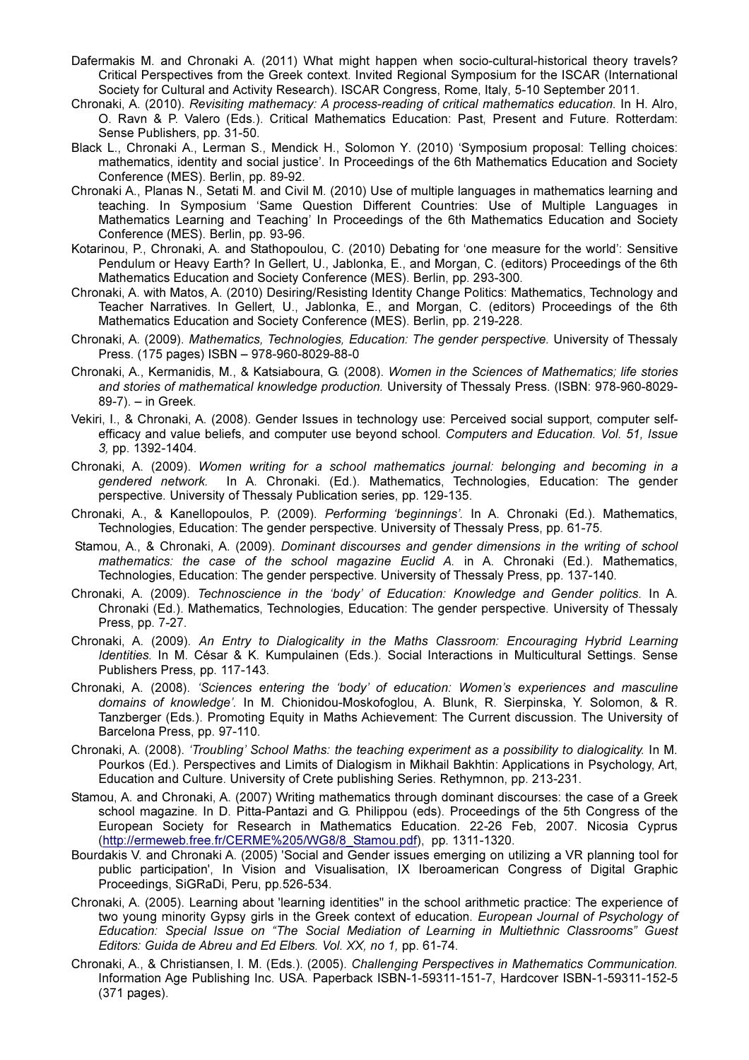Dafermakis M. and Chronaki A. (2011) What might happen when socio-cultural-historical theory travels? Critical Perspectives from the Greek context. Invited Regional Symposium for the ISCAR (International Society for Cultural and Activity Research). ISCAR Congress, Rome, Italy, 5-10 September 2011.

Chronaki, A. (2010). *Revisiting mathemacy: A process-reading of critical mathematics education.* In H. Alro, O. Ravn & P. Valero (Eds.). Critical Mathematics Education: Past, Present and Future. Rotterdam: Sense Publishers, pp. 31-50.

Black L., Chronaki A., Lerman S., Mendick H., Solomon Y. (2010) 'Symposium proposal: Telling choices: mathematics, identity and social justice'. In Proceedings of the 6th Mathematics Education and Society Conference (MES). Berlin, pp. 89-92.

Chronaki A., Planas N., Setati M. and Civil M. (2010) Use of multiple languages in mathematics learning and teaching. In Symposium 'Same Question Different Countries: Use of Multiple Languages in Mathematics Learning and Teaching' In Proceedings of the 6th Mathematics Education and Society Conference (MES). Berlin, pp. 93-96.

Kotarinou, P., Chronaki, A. and Stathopoulou, C. (2010) Debating for 'one measure for the world': Sensitive Pendulum or Heavy Earth? In Gellert, U., Jablonka, E., and Morgan, C. (editors) Proceedings of the 6th Mathematics Education and Society Conference (MES). Berlin, pp. 293-300.

Chronaki, A. with Matos, A. (2010) Desiring/Resisting Identity Change Politics: Mathematics, Technology and Teacher Narratives. In Gellert, U., Jablonka, E., and Morgan, C. (editors) Proceedings of the 6th Mathematics Education and Society Conference (MES). Berlin, pp. 219-228.

Chronaki, A. (2009). *Mathematics, Technologies, Education: The gender perspective.* University of Thessaly Press. (175 pages) ISBN – 978-960-8029-88-0

Chronaki, A., Kermanidis, M., & Katsiaboura, G. (2008). *Women in the Sciences of Mathematics; life stories and stories of mathematical knowledge production.* University of Thessaly Press. (ISBN: 978-960-8029-89-7). – in Greek.

Vekiri, I., & Chronaki, A. (2008). Gender Issues in technology use: Perceived social support, computer self-efficacy and value beliefs, and computer use beyond school. *Computers and Education. Vol. 51, Issue 3,* pp. 1392-1404.

Chronaki, A. (2009). *Women writing for a school mathematics journal: belonging and becoming in a gendered network.* In A. Chronaki. (Ed.). Mathematics, Technologies, Education: The gender perspective. University of Thessaly Publication series, pp. 129-135.

Chronaki, A., & Kanellopoulos, P. (2009). *Performing 'beginnings'.* In A. Chronaki (Ed.). Mathematics, Technologies, Education: The gender perspective. University of Thessaly Press, pp. 61-75.

Stamou, A., & Chronaki, A. (2009). *Dominant discourses and gender dimensions in the writing of school mathematics: the case of the school magazine Euclid A.* in A. Chronaki (Ed.). Mathematics, Technologies, Education: The gender perspective. University of Thessaly Press, pp. 137-140.

Chronaki, A. (2009). *Technoscience in the 'body' of Education: Knowledge and Gender politics.* In A. Chronaki (Ed.). Mathematics, Technologies, Education: The gender perspective. University of Thessaly Press, pp. 7-27.

Chronaki, A. (2009). *An Entry to Dialogicality in the Maths Classroom: Encouraging Hybrid Learning Identities.* In M. César & K. Kumpulainen (Eds.). Social Interactions in Multicultural Settings. Sense Publishers Press, pp. 117-143.

Chronaki, A. (2008). *'Sciences entering the 'body' of education: Women's experiences and masculine domains of knowledge'.* In M. Chionidou-Moskofoglou, A. Blunk, R. Sierpinska, Y. Solomon, & R. Tanzberger (Eds.). Promoting Equity in Maths Achievement: The Current discussion. The University of Barcelona Press, pp. 97-110.

Chronaki, A. (2008). *'Troubling' School Maths: the teaching experiment as a possibility to dialogicality.* In M. Pourkos (Ed.). Perspectives and Limits of Dialogism in Mikhail Bakhtin: Applications in Psychology, Art, Education and Culture. University of Crete publishing Series. Rethymnon, pp. 213-231.

Stamou, A. and Chronaki, A. (2007) Writing mathematics through dominant discourses: the case of a Greek school magazine. In D. Pitta-Pantazi and G. Philippou (eds). Proceedings of the 5th Congress of the European Society for Research in Mathematics Education. 22-26 Feb, 2007. Nicosia Cyprus (http://ermeweb.free.fr/CERME%205/WG8/8_Stamou.pdf), pp. 1311-1320.

Bourdakis V. and Chronaki A. (2005) 'Social and Gender issues emerging on utilizing a VR planning tool for public participation', In Vision and Visualisation, IX Iberoamerican Congress of Digital Graphic Proceedings, SiGRaDi, Peru, pp.526-534.

Chronaki, A. (2005). Learning about 'learning identities'' in the school arithmetic practice: The experience of two young minority Gypsy girls in the Greek context of education. *European Journal of Psychology of Education: Special Issue on "The Social Mediation of Learning in Multiethnic Classrooms" Guest Editors: Guida de Abreu and Ed Elbers. Vol. XX, no 1,* pp. 61-74.

Chronaki, A., & Christiansen, I. M. (Eds.). (2005). *Challenging Perspectives in Mathematics Communication.* Information Age Publishing Inc. USA. Paperback ISBN-1-59311-151-7, Hardcover ISBN-1-59311-152-5 (371 pages).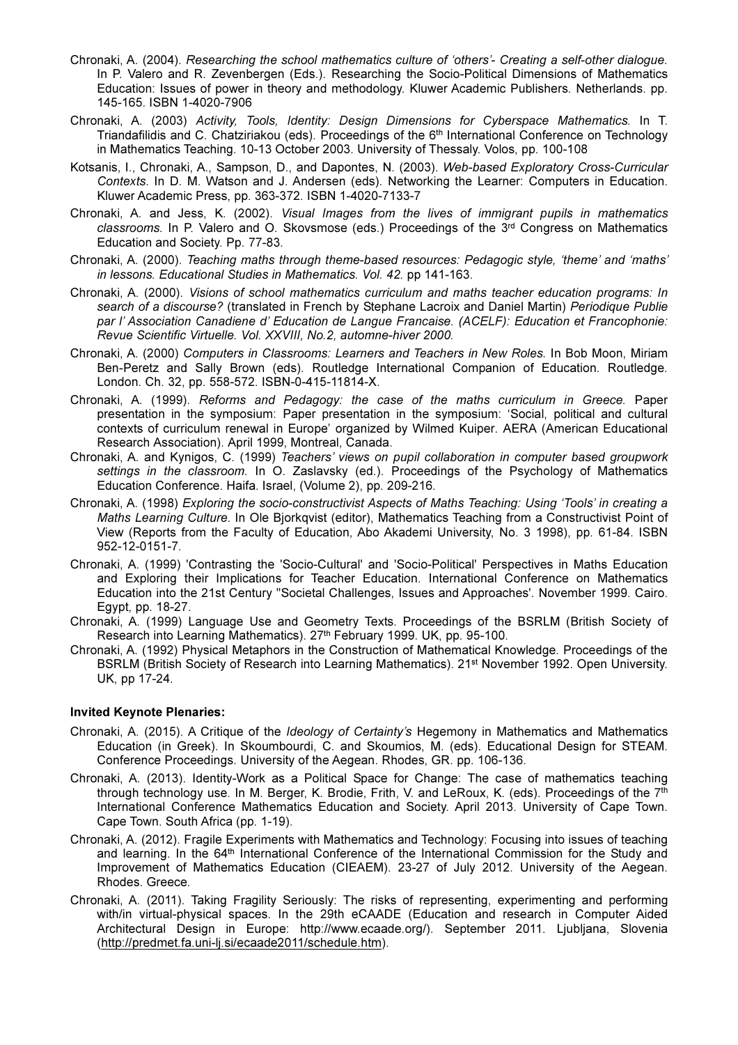Chronaki, A. (2004). *Researching the school mathematics culture of 'others'- Creating a self-other dialogue.* In P. Valero and R. Zevenbergen (Eds.). Researching the Socio-Political Dimensions of Mathematics Education: Issues of power in theory and methodology. Kluwer Academic Publishers. Netherlands. pp. 145-165. ISBN 1-4020-7906

Chronaki, A. (2003) *Activity, Tools, Identity: Design Dimensions for Cyberspace Mathematics.* In T. Triandafilidis and C. Chatziriakou (eds). Proceedings of the 6th International Conference on Technology in Mathematics Teaching. 10-13 October 2003. University of Thessaly. Volos, pp. 100-108

Kotsanis, I., Chronaki, A., Sampson, D., and Dapontes, N. (2003). *Web-based Exploratory Cross-Curricular Contexts.* In D. M. Watson and J. Andersen (eds). Networking the Learner: Computers in Education. Kluwer Academic Press, pp. 363-372. ISBN 1-4020-7133-7

Chronaki, A. and Jess, K. (2002). *Visual Images from the lives of immigrant pupils in mathematics classrooms.* In P. Valero and O. Skovsmose (eds.) Proceedings of the 3rd Congress on Mathematics Education and Society. Pp. 77-83.

Chronaki, A. (2000). *Teaching maths through theme-based resources: Pedagogic style, 'theme' and 'maths' in lessons. Educational Studies in Mathematics. Vol. 42.* pp 141-163.

Chronaki, A. (2000). *Visions of school mathematics curriculum and maths teacher education programs: In search of a discourse?* (translated in French by Stephane Lacroix and Daniel Martin) *Periodique Publie par l' Association Canadiene d' Education de Langue Francaise. (ACELF): Education et Francophonie: Revue Scientific Virtuelle. Vol. XXVIII, No.2, automne-hiver 2000.*

Chronaki, A. (2000) *Computers in Classrooms: Learners and Teachers in New Roles.* In Bob Moon, Miriam Ben-Peretz and Sally Brown (eds). Routledge International Companion of Education. Routledge. London. Ch. 32, pp. 558-572. ISBN-0-415-11814-X.

Chronaki, A. (1999). *Reforms and Pedagogy: the case of the maths curriculum in Greece.* Paper presentation in the symposium: Paper presentation in the symposium: 'Social, political and cultural contexts of curriculum renewal in Europe' organized by Wilmed Kuiper. AERA (American Educational Research Association). April 1999, Montreal, Canada.

Chronaki, A. and Kynigos, C. (1999) *Teachers' views on pupil collaboration in computer based groupwork settings in the classroom.* In O. Zaslavsky (ed.). Proceedings of the Psychology of Mathematics Education Conference. Haifa. Israel, (Volume 2), pp. 209-216.

Chronaki, A. (1998) *Exploring the socio-constructivist Aspects of Maths Teaching: Using 'Tools' in creating a Maths Learning Culture.* In Ole Bjorkqvist (editor), Mathematics Teaching from a Constructivist Point of View (Reports from the Faculty of Education, Abo Akademi University, No. 3 1998), pp. 61-84. ISBN 952-12-0151-7.

Chronaki, A. (1999) 'Contrasting the 'Socio-Cultural' and 'Socio-Political' Perspectives in Maths Education and Exploring their Implications for Teacher Education. International Conference on Mathematics Education into the 21st Century ''Societal Challenges, Issues and Approaches'. November 1999. Cairo. Egypt, pp. 18-27.

Chronaki, A. (1999) Language Use and Geometry Texts. Proceedings of the BSRLM (British Society of Research into Learning Mathematics). 27th February 1999. UK, pp. 95-100.

Chronaki, A. (1992) Physical Metaphors in the Construction of Mathematical Knowledge. Proceedings of the BSRLM (British Society of Research into Learning Mathematics). 21st November 1992. Open University. UK, pp 17-24.

**Invited Keynote Plenaries:**

Chronaki, A. (2015). A Critique of the *Ideology of Certainty's* Hegemony in Mathematics and Mathematics Education (in Greek). In Skoumbourdi, C. and Skoumios, M. (eds). Educational Design for STEAM. Conference Proceedings. University of the Aegean. Rhodes, GR. pp. 106-136.

Chronaki, A. (2013). Identity-Work as a Political Space for Change: The case of mathematics teaching through technology use. In M. Berger, K. Brodie, Frith, V. and LeRoux, K. (eds). Proceedings of the 7th International Conference Mathematics Education and Society. April 2013. University of Cape Town. Cape Town. South Africa (pp. 1-19).

Chronaki, A. (2012). Fragile Experiments with Mathematics and Technology: Focusing into issues of teaching and learning. In the 64th International Conference of the International Commission for the Study and Improvement of Mathematics Education (CIEAEM). 23-27 of July 2012. University of the Aegean. Rhodes. Greece.

Chronaki, A. (2011). Taking Fragility Seriously: The risks of representing, experimenting and performing with/in virtual-physical spaces. In the 29th eCAADE (Education and research in Computer Aided Architectural Design in Europe: http://www.ecaade.org/). September 2011. Ljubljana, Slovenia (http://predmet.fa.uni-lj.si/ecaade2011/schedule.htm).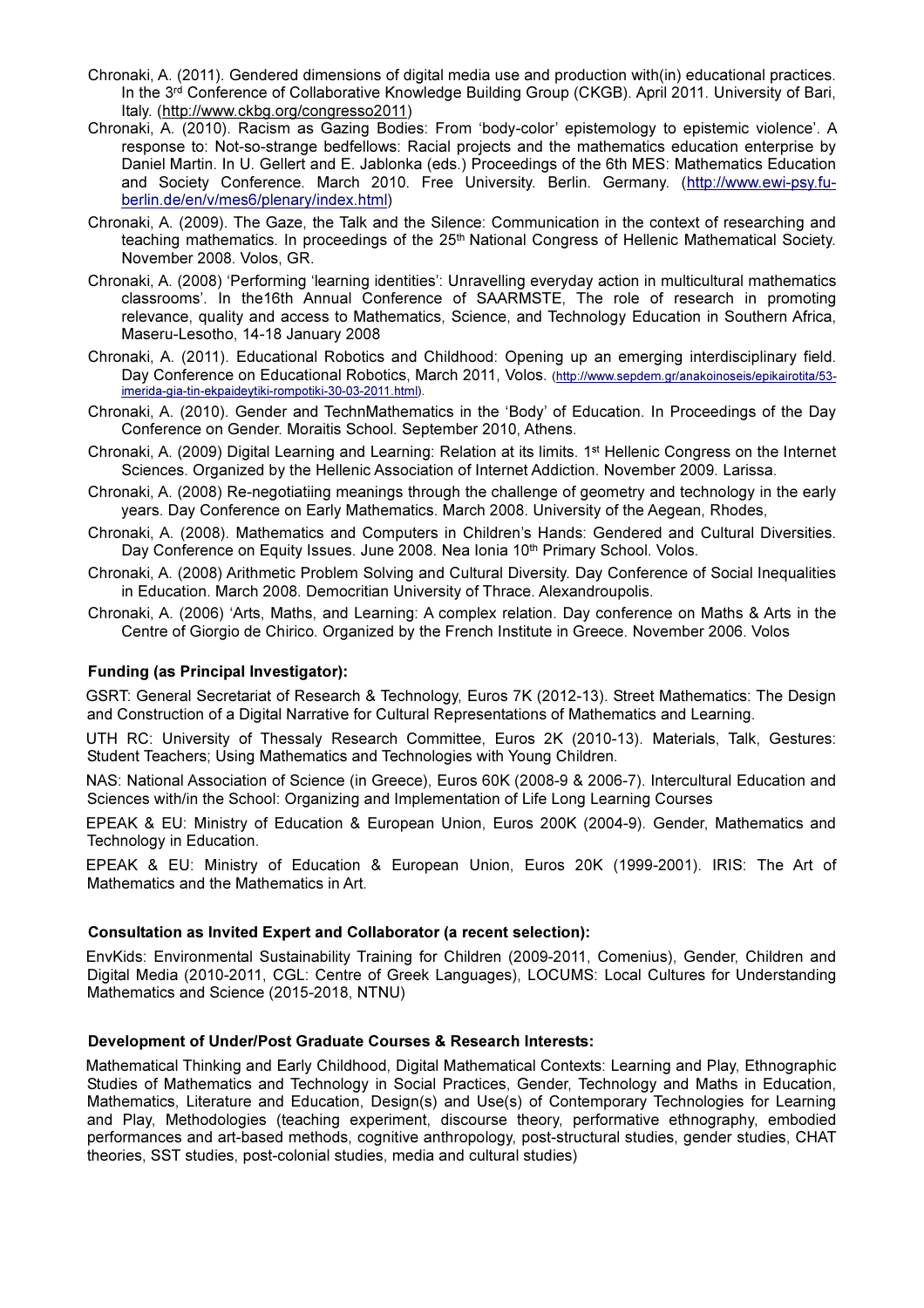Chronaki, A. (2011). Gendered dimensions of digital media use and production with(in) educational practices. In the 3rd Conference of Collaborative Knowledge Building Group (CKGB). April 2011. University of Bari, Italy. (http://www.ckbg.org/congresso2011)

Chronaki, A. (2010). Racism as Gazing Bodies: From 'body-color' epistemology to epistemic violence'. A response to: Not-so-strange bedfellows: Racial projects and the mathematics education enterprise by Daniel Martin. In U. Gellert and E. Jablonka (eds.) Proceedings of the 6th MES: Mathematics Education and Society Conference. March 2010. Free University. Berlin. Germany. (http://www.ewi-psy.fu-berlin.de/en/v/mes6/plenary/index.html)

Chronaki, A. (2009). The Gaze, the Talk and the Silence: Communication in the context of researching and teaching mathematics. In proceedings of the 25th National Congress of Hellenic Mathematical Society. November 2008. Volos, GR.

Chronaki, A. (2008) 'Performing 'learning identities': Unravelling everyday action in multicultural mathematics classrooms'. In the16th Annual Conference of SAARMSTE, The role of research in promoting relevance, quality and access to Mathematics, Science, and Technology Education in Southern Africa, Maseru-Lesotho, 14-18 January 2008

Chronaki, A. (2011). Educational Robotics and Childhood: Opening up an emerging interdisciplinary field. Day Conference on Educational Robotics, March 2011, Volos. (http://www.sepdem.gr/anakoinoseis/epikairotita/53-imerida-gia-tin-ekpaideytiki-rompotiki-30-03-2011.html).

Chronaki, A. (2010). Gender and TechnMathematics in the 'Body' of Education. In Proceedings of the Day Conference on Gender. Moraitis School. September 2010, Athens.

Chronaki, A. (2009) Digital Learning and Learning: Relation at its limits. 1st Hellenic Congress on the Internet Sciences. Organized by the Hellenic Association of Internet Addiction. November 2009. Larissa.

Chronaki, A. (2008) Re-negotiatiing meanings through the challenge of geometry and technology in the early years. Day Conference on Early Mathematics. March 2008. University of the Aegean, Rhodes,

Chronaki, A. (2008). Mathematics and Computers in Children's Hands: Gendered and Cultural Diversities. Day Conference on Equity Issues. June 2008. Nea Ionia 10th Primary School. Volos.

Chronaki, A. (2008) Arithmetic Problem Solving and Cultural Diversity. Day Conference of Social Inequalities in Education. March 2008. Democritian University of Thrace. Alexandroupolis.

Chronaki, A. (2006) 'Arts, Maths, and Learning: A complex relation. Day conference on Maths & Arts in the Centre of Giorgio de Chirico. Organized by the French Institute in Greece. November 2006. Volos

**Funding (as Principal Investigator):**

GSRT: General Secretariat of Research & Technology, Euros 7K (2012-13). Street Mathematics: The Design and Construction of a Digital Narrative for Cultural Representations of Mathematics and Learning.

UTH RC: University of Thessaly Research Committee, Euros 2K (2010-13). Materials, Talk, Gestures: Student Teachers; Using Mathematics and Technologies with Young Children.

NAS: National Association of Science (in Greece), Euros 60K (2008-9 & 2006-7). Intercultural Education and Sciences with/in the School: Organizing and Implementation of Life Long Learning Courses

EPEAK & EU: Ministry of Education & European Union, Euros 200K (2004-9). Gender, Mathematics and Technology in Education.

EPEAK & EU: Ministry of Education & European Union, Euros 20K (1999-2001). IRIS: The Art of Mathematics and the Mathematics in Art.

**Consultation as Invited Expert and Collaborator (a recent selection):**

EnvKids: Environmental Sustainability Training for Children (2009-2011, Comenius), Gender, Children and Digital Media (2010-2011, CGL: Centre of Greek Languages), LOCUMS: Local Cultures for Understanding Mathematics and Science (2015-2018, NTNU)

**Development of Under/Post Graduate Courses & Research Interests:**

Mathematical Thinking and Early Childhood, Digital Mathematical Contexts: Learning and Play, Ethnographic Studies of Mathematics and Technology in Social Practices, Gender, Technology and Maths in Education, Mathematics, Literature and Education, Design(s) and Use(s) of Contemporary Technologies for Learning and Play, Methodologies (teaching experiment, discourse theory, performative ethnography, embodied performances and art-based methods, cognitive anthropology, post-structural studies, gender studies, CHAT theories, SST studies, post-colonial studies, media and cultural studies)